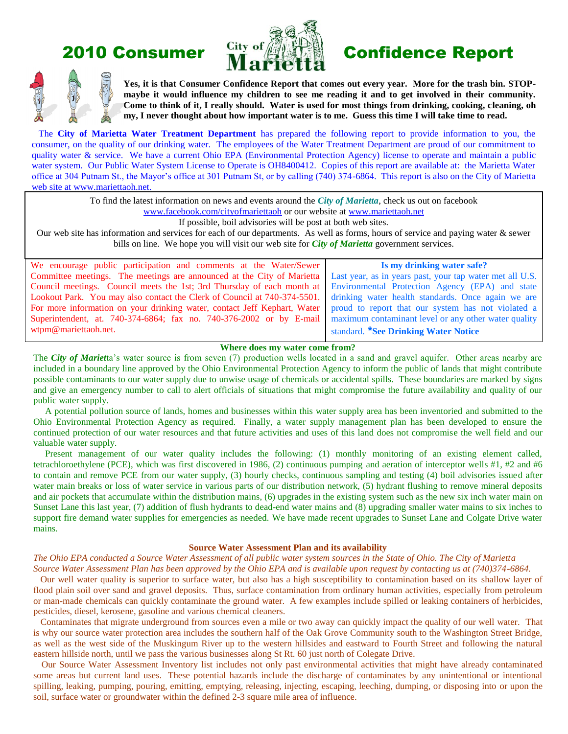# 2010 Consumer Confidence Report

**Yes, it is that Consumer Confidence Report that comes out every year. More for the trash bin. STOP-maybe it would influence my children to see me reading it and to get involved in their community. Come to think of it, I really should. Water is used for most things from drinking, cooking, cleaning, oh my, I never thought about how important water is to me. Guess this time I will take time to read.**

The **City of Marietta Water Treatment Department** has prepared the following report to provide information to you, the consumer, on the quality of our drinking water. The employees of the Water Treatment Department are proud of our commitment to quality water & service. We have a current Ohio EPA (Environmental Protection Agency) license to operate and maintain a public water system. Our Public Water System License to Operate is OH8400412. Copies of this report are available at: the Marietta Water office at 304 Putnam St., the Mayor's office at 301 Putnam St, or by calling (740) 374-6864. This report is also on the City of Marietta web site at www.mariettaoh.net.

To find the latest information on news and events around the ***City of Marietta***, check us out on facebook www.facebook.com/cityofmariettaoh or our website at www.mariettaoh.net
If possible, boil advisories will be post at both web sites.
Our web site has information and services for each of our departments. As well as forms, hours of service and paying water & sewer bills on line. We hope you will visit our web site for ***City of Marietta*** government services.

We encourage public participation and comments at the Water/Sewer Committee meetings. The meetings are announced at the City of Marietta Council meetings. Council meets the 1st; 3rd Thursday of each month at Lookout Park. You may also contact the Clerk of Council at 740-374-5501. For more information on your drinking water, contact Jeff Kephart, Water Superintendent, at. 740-374-6864; fax no. 740-376-2002 or by E-mail wtpm@mariettaoh.net.

**Is my drinking water safe?**

Last year, as in years past, your tap water met all U.S. Environmental Protection Agency (EPA) and state drinking water health standards. Once again we are proud to report that our system has not violated a maximum contaminant level or any other water quality standard. ***See Drinking Water Notice**

**Where does my water come from?**

The ***City of Mariett***a's water source is from seven (7) production wells located in a sand and gravel aquifer. Other areas nearby are included in a boundary line approved by the Ohio Environmental Protection Agency to inform the public of lands that might contribute possible contaminants to our water supply due to unwise usage of chemicals or accidental spills. These boundaries are marked by signs and give an emergency number to call to alert officials of situations that might compromise the future availability and quality of our public water supply.

A potential pollution source of lands, homes and businesses within this water supply area has been inventoried and submitted to the Ohio Environmental Protection Agency as required. Finally, a water supply management plan has been developed to ensure the continued protection of our water resources and that future activities and uses of this land does not compromise the well field and our valuable water supply.

Present management of our water quality includes the following: (1) monthly monitoring of an existing element called, tetrachloroethylene (PCE), which was first discovered in 1986, (2) continuous pumping and aeration of interceptor wells #1, #2 and #6 to contain and remove PCE from our water supply, (3) hourly checks, continuous sampling and testing (4) boil advisories issued after water main breaks or loss of water service in various parts of our distribution network, (5) hydrant flushing to remove mineral deposits and air pockets that accumulate within the distribution mains, (6) upgrades in the existing system such as the new six inch water main on Sunset Lane this last year, (7) addition of flush hydrants to dead-end water mains and (8) upgrading smaller water mains to six inches to support fire demand water supplies for emergencies as needed. We have made recent upgrades to Sunset Lane and Colgate Drive water mains.

**Source Water Assessment Plan and its availability**

*The Ohio EPA conducted a Source Water Assessment of all public water system sources in the State of Ohio. The City of Marietta Source Water Assessment Plan has been approved by the Ohio EPA and is available upon request by contacting us at (740)374-6864.*

Our well water quality is superior to surface water, but also has a high susceptibility to contamination based on its shallow layer of flood plain soil over sand and gravel deposits. Thus, surface contamination from ordinary human activities, especially from petroleum or man-made chemicals can quickly contaminate the ground water. A few examples include spilled or leaking containers of herbicides, pesticides, diesel, kerosene, gasoline and various chemical cleaners.

Contaminates that migrate underground from sources even a mile or two away can quickly impact the quality of our well water. That is why our source water protection area includes the southern half of the Oak Grove Community south to the Washington Street Bridge, as well as the west side of the Muskingum River up to the western hillsides and eastward to Fourth Street and following the natural eastern hillside north, until we pass the various businesses along St Rt. 60 just north of Colegate Drive.

Our Source Water Assessment Inventory list includes not only past environmental activities that might have already contaminated some areas but current land uses. These potential hazards include the discharge of contaminates by any unintentional or intentional spilling, leaking, pumping, pouring, emitting, emptying, releasing, injecting, escaping, leeching, dumping, or disposing into or upon the soil, surface water or groundwater within the defined 2-3 square mile area of influence.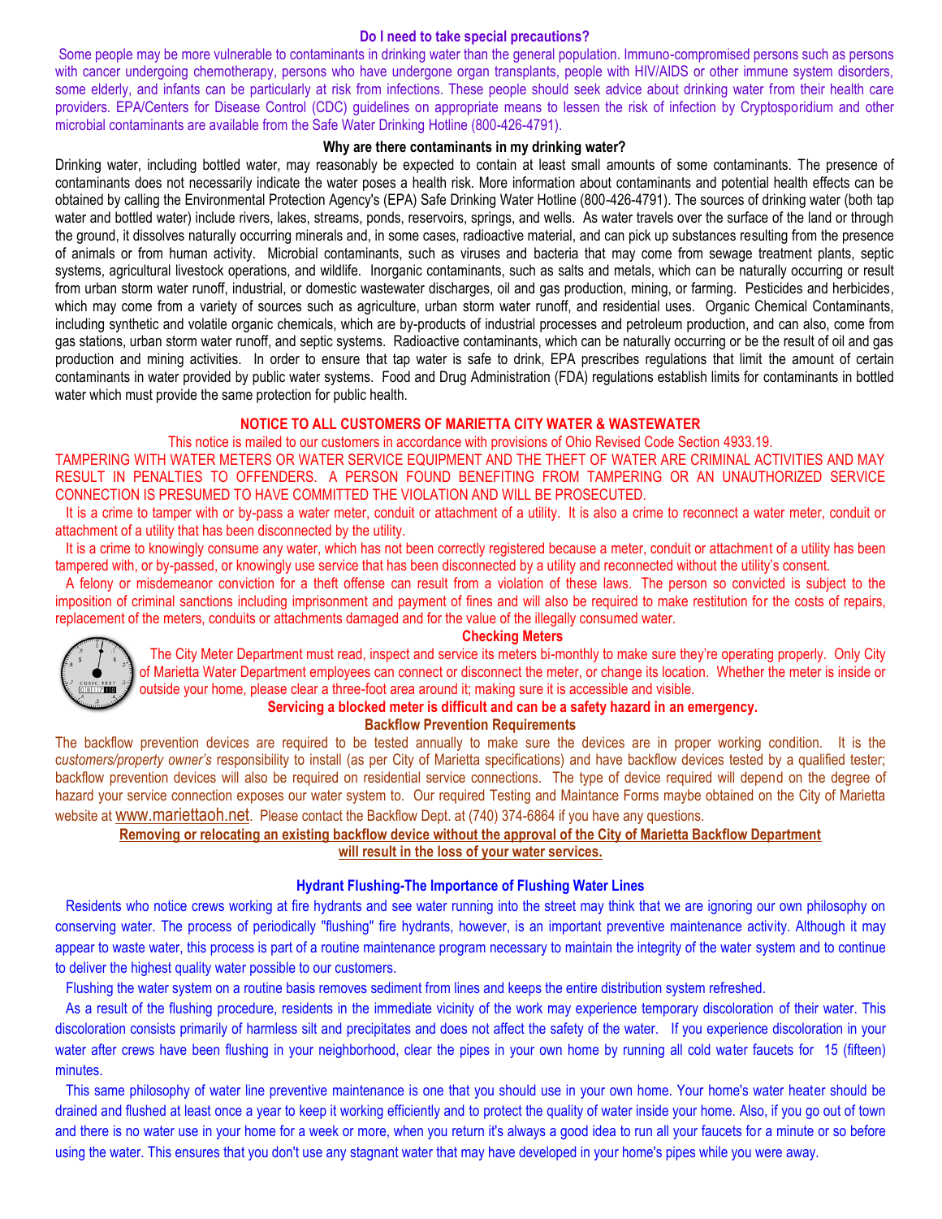### Do I need to take special precautions?

Some people may be more vulnerable to contaminants in drinking water than the general population. Immuno-compromised persons such as persons with cancer undergoing chemotherapy, persons who have undergone organ transplants, people with HIV/AIDS or other immune system disorders, some elderly, and infants can be particularly at risk from infections. These people should seek advice about drinking water from their health care providers. EPA/Centers for Disease Control (CDC) guidelines on appropriate means to lessen the risk of infection by Cryptosporidium and other microbial contaminants are available from the Safe Water Drinking Hotline (800-426-4791).

### Why are there contaminants in my drinking water?

Drinking water, including bottled water, may reasonably be expected to contain at least small amounts of some contaminants. The presence of contaminants does not necessarily indicate the water poses a health risk. More information about contaminants and potential health effects can be obtained by calling the Environmental Protection Agency's (EPA) Safe Drinking Water Hotline (800-426-4791). The sources of drinking water (both tap water and bottled water) include rivers, lakes, streams, ponds, reservoirs, springs, and wells. As water travels over the surface of the land or through the ground, it dissolves naturally occurring minerals and, in some cases, radioactive material, and can pick up substances resulting from the presence of animals or from human activity. Microbial contaminants, such as viruses and bacteria that may come from sewage treatment plants, septic systems, agricultural livestock operations, and wildlife. Inorganic contaminants, such as salts and metals, which can be naturally occurring or result from urban storm water runoff, industrial, or domestic wastewater discharges, oil and gas production, mining, or farming. Pesticides and herbicides, which may come from a variety of sources such as agriculture, urban storm water runoff, and residential uses. Organic Chemical Contaminants, including synthetic and volatile organic chemicals, which are by-products of industrial processes and petroleum production, and can also, come from gas stations, urban storm water runoff, and septic systems. Radioactive contaminants, which can be naturally occurring or be the result of oil and gas production and mining activities. In order to ensure that tap water is safe to drink, EPA prescribes regulations that limit the amount of certain contaminants in water provided by public water systems. Food and Drug Administration (FDA) regulations establish limits for contaminants in bottled water which must provide the same protection for public health.

### NOTICE TO ALL CUSTOMERS OF MARIETTA CITY WATER & WASTEWATER

This notice is mailed to our customers in accordance with provisions of Ohio Revised Code Section 4933.19.

TAMPERING WITH WATER METERS OR WATER SERVICE EQUIPMENT AND THE THEFT OF WATER ARE CRIMINAL ACTIVITIES AND MAY RESULT IN PENALTIES TO OFFENDERS. A PERSON FOUND BENEFITING FROM TAMPERING OR AN UNAUTHORIZED SERVICE CONNECTION IS PRESUMED TO HAVE COMMITTED THE VIOLATION AND WILL BE PROSECUTED.

It is a crime to tamper with or by-pass a water meter, conduit or attachment of a utility. It is also a crime to reconnect a water meter, conduit or attachment of a utility that has been disconnected by the utility.

It is a crime to knowingly consume any water, which has not been correctly registered because a meter, conduit or attachment of a utility has been tampered with, or by-passed, or knowingly use service that has been disconnected by a utility and reconnected without the utility's consent.

A felony or misdemeanor conviction for a theft offense can result from a violation of these laws. The person so convicted is subject to the imposition of criminal sanctions including imprisonment and payment of fines and will also be required to make restitution for the costs of repairs, replacement of the meters, conduits or attachments damaged and for the value of the illegally consumed water.

### Checking Meters

The City Meter Department must read, inspect and service its meters bi-monthly to make sure they're operating properly. Only City of Marietta Water Department employees can connect or disconnect the meter, or change its location. Whether the meter is inside or outside your home, please clear a three-foot area around it; making sure it is accessible and visible.

**Servicing a blocked meter is difficult and can be a safety hazard in an emergency.**

### Backflow Prevention Requirements

The backflow prevention devices are required to be tested annually to make sure the devices are in proper working condition. It is the *customers/property owner's* responsibility to install (as per City of Marietta specifications) and have backflow devices tested by a qualified tester; backflow prevention devices will also be required on residential service connections. The type of device required will depend on the degree of hazard your service connection exposes our water system to. Our required Testing and Maintance Forms maybe obtained on the City of Marietta website at www.mariettaoh.net. Please contact the Backflow Dept. at (740) 374-6864 if you have any questions.

**Removing or relocating an existing backflow device without the approval of the City of Marietta Backflow Department will result in the loss of your water services.**

### Hydrant Flushing-The Importance of Flushing Water Lines

Residents who notice crews working at fire hydrants and see water running into the street may think that we are ignoring our own philosophy on conserving water. The process of periodically "flushing" fire hydrants, however, is an important preventive maintenance activity. Although it may appear to waste water, this process is part of a routine maintenance program necessary to maintain the integrity of the water system and to continue to deliver the highest quality water possible to our customers.

Flushing the water system on a routine basis removes sediment from lines and keeps the entire distribution system refreshed.

As a result of the flushing procedure, residents in the immediate vicinity of the work may experience temporary discoloration of their water. This discoloration consists primarily of harmless silt and precipitates and does not affect the safety of the water. If you experience discoloration in your water after crews have been flushing in your neighborhood, clear the pipes in your own home by running all cold water faucets for 15 (fifteen) minutes.

This same philosophy of water line preventive maintenance is one that you should use in your own home. Your home's water heater should be drained and flushed at least once a year to keep it working efficiently and to protect the quality of water inside your home. Also, if you go out of town and there is no water use in your home for a week or more, when you return it's always a good idea to run all your faucets for a minute or so before using the water. This ensures that you don't use any stagnant water that may have developed in your home's pipes while you were away.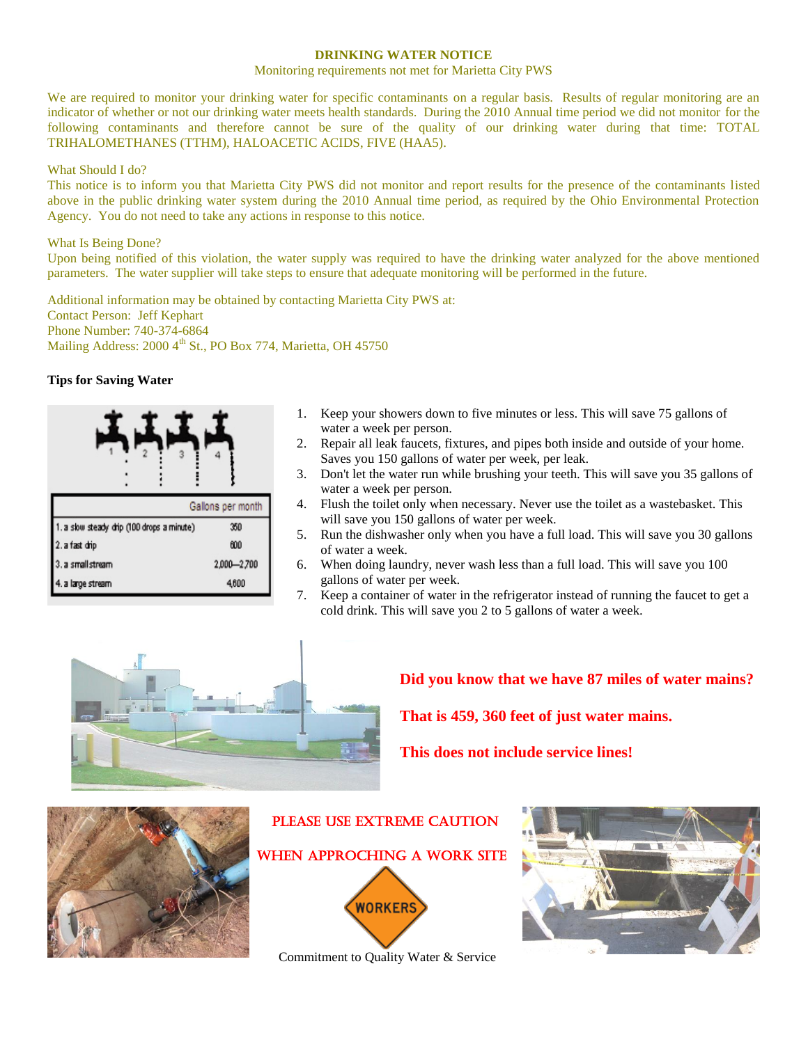**DRINKING WATER NOTICE**

Monitoring requirements not met for Marietta City PWS

We are required to monitor your drinking water for specific contaminants on a regular basis. Results of regular monitoring are an indicator of whether or not our drinking water meets health standards. During the 2010 Annual time period we did not monitor for the following contaminants and therefore cannot be sure of the quality of our drinking water during that time: TOTAL TRIHALOMETHANES (TTHM), HALOACETIC ACIDS, FIVE (HAA5).

What Should I do?

This notice is to inform you that Marietta City PWS did not monitor and report results for the presence of the contaminants listed above in the public drinking water system during the 2010 Annual time period, as required by the Ohio Environmental Protection Agency. You do not need to take any actions in response to this notice.

What Is Being Done?

Upon being notified of this violation, the water supply was required to have the drinking water analyzed for the above mentioned parameters. The water supplier will take steps to ensure that adequate monitoring will be performed in the future.

Additional information may be obtained by contacting Marietta City PWS at:
Contact Person: Jeff Kephart
Phone Number: 740-374-6864
Mailing Address: 2000 4th St., PO Box 774, Marietta, OH 45750

**Tips for Saving Water**

| | Gallons per month |
|---|---|
| 1. a slow steady drip (100 drops a minute) | 350 |
| 2. a fast drip | 600 |
| 3. a small stream | 2,000–2,700 |
| 4. a large stream | 4,600 |

1. Keep your showers down to five minutes or less. This will save 75 gallons of water a week per person.
2. Repair all leak faucets, fixtures, and pipes both inside and outside of your home. Saves you 150 gallons of water per week, per leak.
3. Don't let the water run while brushing your teeth. This will save you 35 gallons of water a week per person.
4. Flush the toilet only when necessary. Never use the toilet as a wastebasket. This will save you 150 gallons of water per week.
5. Run the dishwasher only when you have a full load. This will save you 30 gallons of water a week.
6. When doing laundry, never wash less than a full load. This will save you 100 gallons of water per week.
7. Keep a container of water in the refrigerator instead of running the faucet to get a cold drink. This will save you 2 to 5 gallons of water a week.

**Did you know that we have 87 miles of water mains?**

**That is 459, 360 feet of just water mains.**

**This does not include service lines!**

PLEASE USE EXTREME CAUTION

WHEN APPROCHING A WORK SITE

WORKERS

Commitment to Quality Water & Service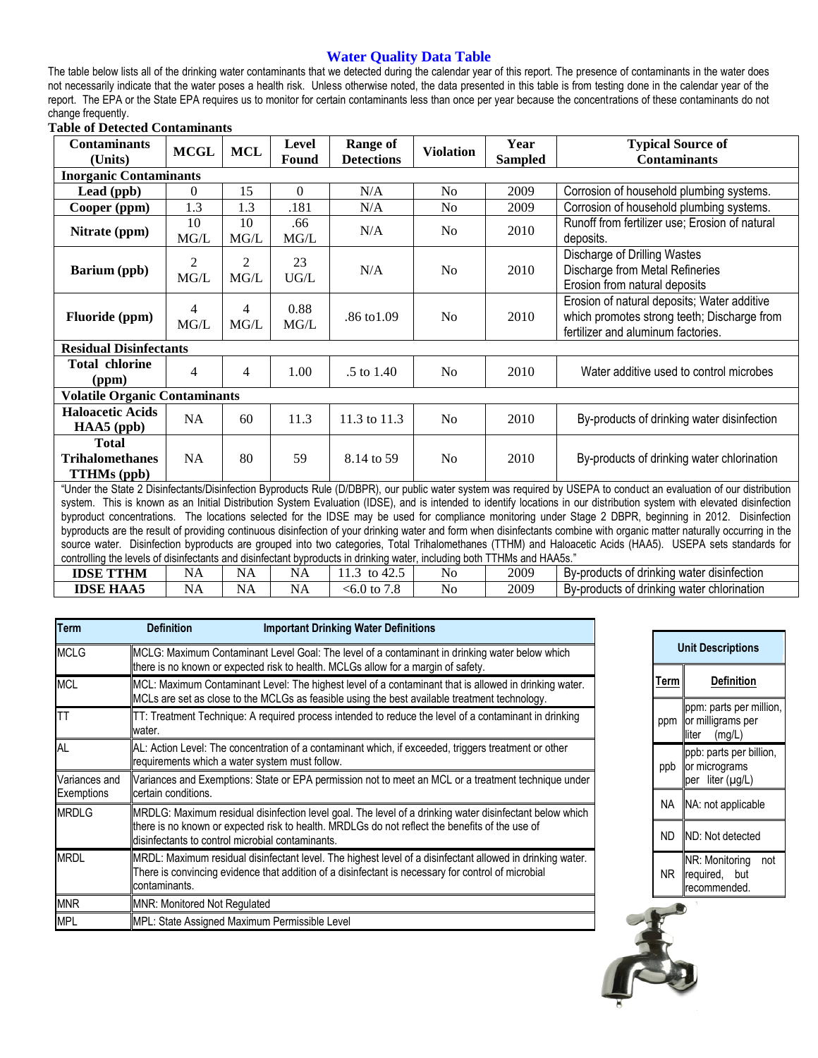# Water Quality Data Table

The table below lists all of the drinking water contaminants that we detected during the calendar year of this report. The presence of contaminants in the water does not necessarily indicate that the water poses a health risk. Unless otherwise noted, the data presented in this table is from testing done in the calendar year of the report. The EPA or the State EPA requires us to monitor for certain contaminants less than once per year because the concentrations of these contaminants do not change frequently.

**Table of Detected Contaminants**

| Contaminants (Units) | MCGL | MCL | Level Found | Range of Detections | Violation | Year Sampled | Typical Source of Contaminants |
|---|---|---|---|---|---|---|---|
| **Inorganic Contaminants** | | | | | | | |
| **Lead (ppb)** | 0 | 15 | 0 | N/A | No | 2009 | Corrosion of household plumbing systems. |
| **Cooper (ppm)** | 1.3 | 1.3 | .181 | N/A | No | 2009 | Corrosion of household plumbing systems. |
| **Nitrate (ppm)** | 10 MG/L | 10 MG/L | .66 MG/L | N/A | No | 2010 | Runoff from fertilizer use; Erosion of natural deposits. |
| **Barium (ppb)** | 2 MG/L | 2 MG/L | 23 UG/L | N/A | No | 2010 | Discharge of Drilling Wastes Discharge from Metal Refineries Erosion from natural deposits |
| **Fluoride (ppm)** | 4 MG/L | 4 MG/L | 0.88 MG/L | .86 to1.09 | No | 2010 | Erosion of natural deposits; Water additive which promotes strong teeth; Discharge from fertilizer and aluminum factories. |
| **Residual Disinfectants** | | | | | | | |
| **Total chlorine (ppm)** | 4 | 4 | 1.00 | .5 to 1.40 | No | 2010 | Water additive used to control microbes |
| **Volatile Organic Contaminants** | | | | | | | |
| **Haloacetic Acids HAA5 (ppb)** | NA | 60 | 11.3 | 11.3 to 11.3 | No | 2010 | By-products of drinking water disinfection |
| **Total Trihalomethanes TTHMs (ppb)** | NA | 80 | 59 | 8.14 to 59 | No | 2010 | By-products of drinking water chlorination |
| "Under the State 2 Disinfectants/Disinfection Byproducts Rule (D/DBPR), our public water system was required by USEPA to conduct an evaluation of our distribution system. This is known as an Initial Distribution System Evaluation (IDSE), and is intended to identify locations in our distribution system with elevated disinfection byproduct concentrations. The locations selected for the IDSE may be used for compliance monitoring under Stage 2 DBPR, beginning in 2012. Disinfection byproducts are the result of providing continuous disinfection of your drinking water and form when disinfectants combine with organic matter naturally occurring in the source water. Disinfection byproducts are grouped into two categories, Total Trihalomethanes (TTHM) and Haloacetic Acids (HAA5). USEPA sets standards for controlling the levels of disinfectants and disinfectant byproducts in drinking water, including both TTHMs and HAA5s." | | | | | | | |
| **IDSE TTHM** | NA | NA | NA | 11.3 to 42.5 | No | 2009 | By-products of drinking water disinfection |
| **IDSE HAA5** | NA | NA | NA | <6.0 to 7.8 | No | 2009 | By-products of drinking water chlorination |

| Term | Definition — Important Drinking Water Definitions |
|---|---|
| MCLG | MCLG: Maximum Contaminant Level Goal: The level of a contaminant in drinking water below which there is no known or expected risk to health. MCLGs allow for a margin of safety. |
| MCL | MCL: Maximum Contaminant Level: The highest level of a contaminant that is allowed in drinking water. MCLs are set as close to the MCLGs as feasible using the best available treatment technology. |
| TT | TT: Treatment Technique: A required process intended to reduce the level of a contaminant in drinking water. |
| AL | AL: Action Level: The concentration of a contaminant which, if exceeded, triggers treatment or other requirements which a water system must follow. |
| Variances and Exemptions | Variances and Exemptions: State or EPA permission not to meet an MCL or a treatment technique under certain conditions. |
| MRDLG | MRDLG: Maximum residual disinfection level goal. The level of a drinking water disinfectant below which there is no known or expected risk to health. MRDLGs do not reflect the benefits of the use of disinfectants to control microbial contaminants. |
| MRDL | MRDL: Maximum residual disinfectant level. The highest level of a disinfectant allowed in drinking water. There is convincing evidence that addition of a disinfectant is necessary for control of microbial contaminants. |
| MNR | MNR: Monitored Not Regulated |
| MPL | MPL: State Assigned Maximum Permissible Level |

**Unit Descriptions**

| Term | Definition |
|---|---|
| ppm | ppm: parts per million, or milligrams per liter (mg/L) |
| ppb | ppb: parts per billion, or micrograms per liter (µg/L) |
| NA | NA: not applicable |
| ND | ND: Not detected |
| NR | NR: Monitoring not required, but recommended. |